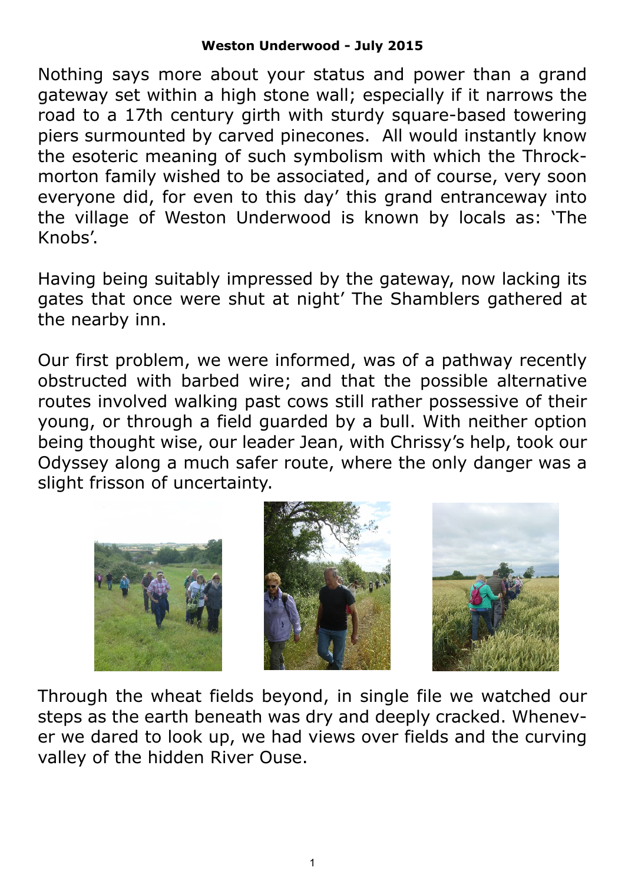**Weston Underwood - July 2015**

Nothing says more about your status and power than a grand gateway set within a high stone wall; especially if it narrows the road to a 17th century girth with sturdy square-based towering piers surmounted by carved pinecones. All would instantly know the esoteric meaning of such symbolism with which the Throckmorton family wished to be associated, and of course, very soon everyone did, for even to this day' this grand entranceway into the village of Weston Underwood is known by locals as: 'The Knobs'.

Having being suitably impressed by the gateway, now lacking its gates that once were shut at night' The Shamblers gathered at the nearby inn.

Our first problem, we were informed, was of a pathway recently obstructed with barbed wire; and that the possible alternative routes involved walking past cows still rather possessive of their young, or through a field guarded by a bull. With neither option being thought wise, our leader Jean, with Chrissy's help, took our Odyssey along a much safer route, where the only danger was a slight frisson of uncertainty.

Through the wheat fields beyond, in single file we watched our steps as the earth beneath was dry and deeply cracked. Whenever we dared to look up, we had views over fields and the curving valley of the hidden River Ouse.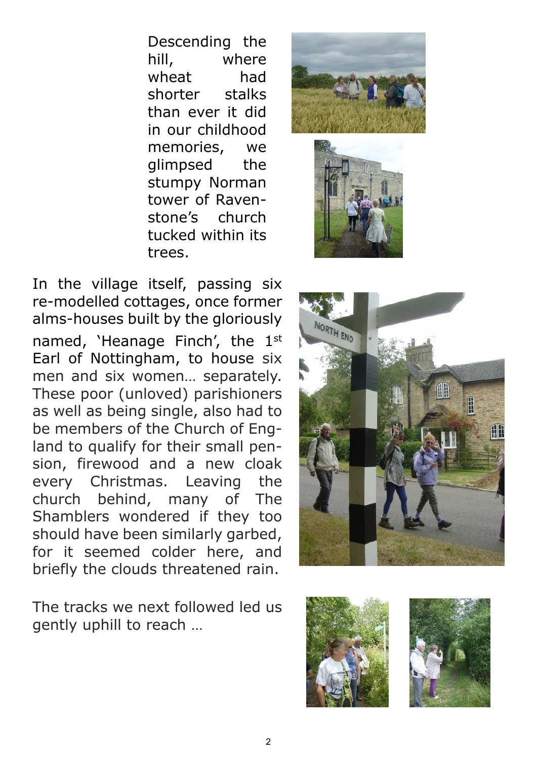Descending the hill, where wheat had shorter stalks than ever it did in our childhood memories, we glimpsed the stumpy Norman tower of Raven-stone's church tucked within its trees.

In the village itself, passing six re-modelled cottages, once former alms-houses built by the gloriously named, 'Heanage Finch', the 1st Earl of Nottingham, to house six men and six women… separately. These poor (unloved) parishioners as well as being single, also had to be members of the Church of Eng-land to qualify for their small pen-sion, firewood and a new cloak every Christmas. Leaving the church behind, many of The Shamblers wondered if they too should have been similarly garbed, for it seemed colder here, and briefly the clouds threatened rain.

The tracks we next followed led us gently uphill to reach …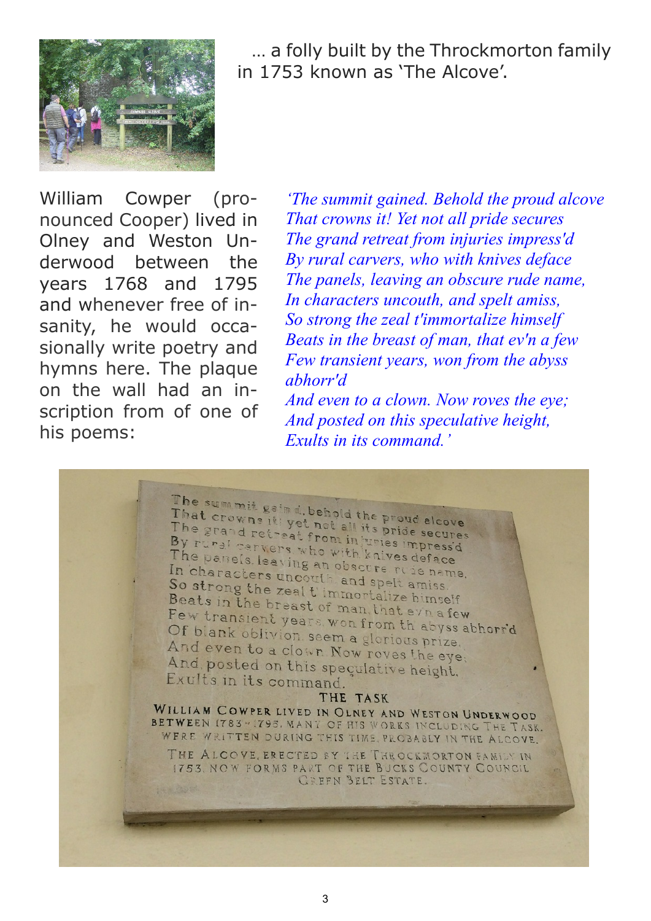… a folly built by the Throckmorton family in 1753 known as 'The Alcove'.

William Cowper (pronounced Cooper) lived in Olney and Weston Underwood between the years 1768 and 1795 and whenever free of insanity, he would occasionally write poetry and hymns here. The plaque on the wall had an inscription from of one of his poems:

*'The summit gained. Behold the proud alcove*
*That crowns it! Yet not all pride secures*
*The grand retreat from injuries impress'd*
*By rural carvers, who with knives deface*
*The panels, leaving an obscure rude name,*
*In characters uncouth, and spelt amiss,*
*So strong the zeal t'immortalize himself*
*Beats in the breast of man, that ev'n a few*
*Few transient years, won from the abyss abhorr'd*
*And even to a clown. Now roves the eye;*
*And posted on this speculative height,*
*Exults in its command.'*

The summit gain'd, behold the proud alcove
That crowns it! yet not all its pride secures
The grand retreat from injuries impress'd
By rural carvers who with knives deface
The panels, leaving an obscure rude name,
In characters uncouth, and spelt amiss.
So strong the zeal t'immortalize himself
Beats in the breast of man, that ev'n a few
Few transient years, won from th abyss abhorr'd
Of blank oblivion, seem a glorious prize,
And even to a clown. Now roves the eye;
And, posted on this speculative height,
Exults in its command.

THE TASK

WILLIAM COWPER LIVED IN OLNEY AND WESTON UNDERWOOD BETWEEN 1783 - 1795. MANY OF HIS WORKS INCLUDING THE TASK, WERE WRITTEN DURING THIS TIME, PROBABLY IN THE ALCOVE.

THE ALCOVE, ERECTED BY THE THROCKMORTON FAMILY IN 1753, NOW FORMS PART OF THE BUCKS COUNTY COUNCIL GREEN BELT ESTATE.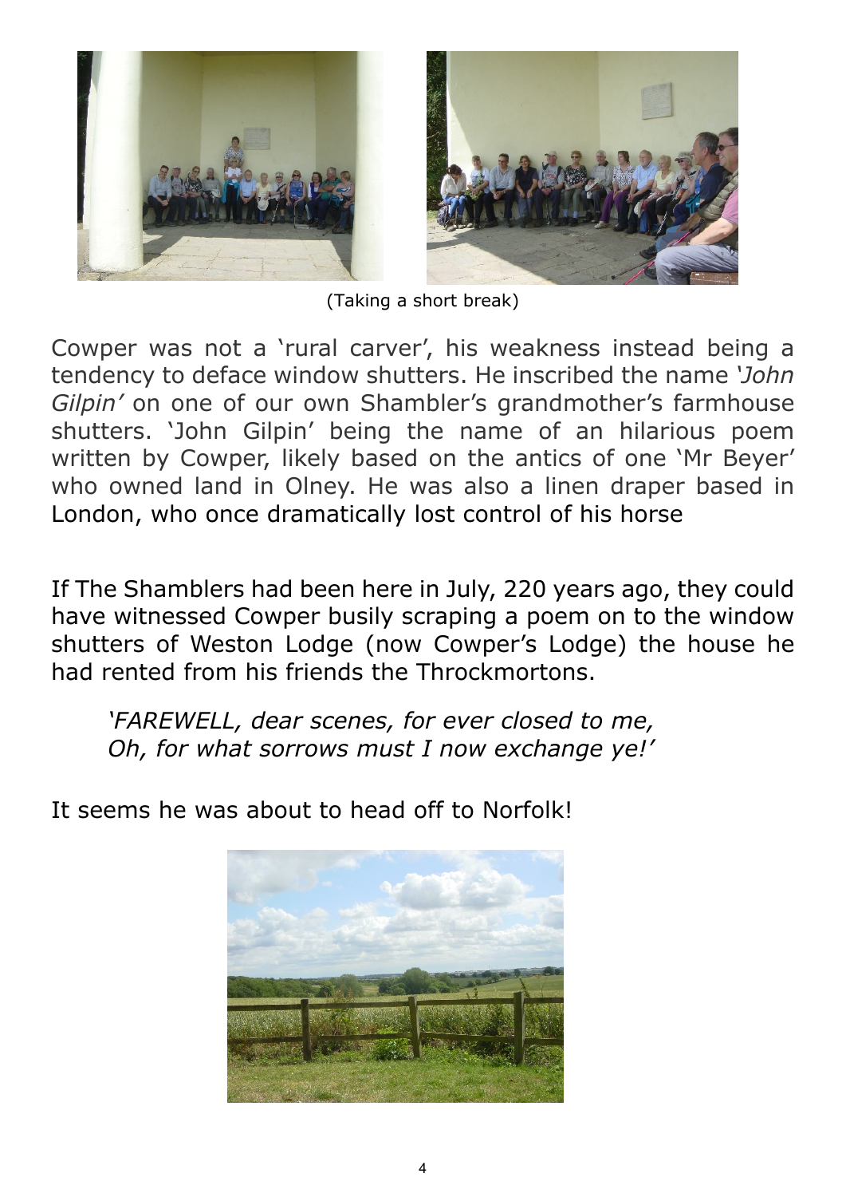(Taking a short break)

Cowper was not a 'rural carver', his weakness instead being a tendency to deface window shutters. He inscribed the name *'John Gilpin'* on one of our own Shambler's grandmother's farmhouse shutters. 'John Gilpin' being the name of an hilarious poem written by Cowper, likely based on the antics of one 'Mr Beyer' who owned land in Olney. He was also a linen draper based in London, who once dramatically lost control of his horse

If The Shamblers had been here in July, 220 years ago, they could have witnessed Cowper busily scraping a poem on to the window shutters of Weston Lodge (now Cowper's Lodge) the house he had rented from his friends the Throckmortons.

> *'FAREWELL, dear scenes, for ever closed to me,*
> *Oh, for what sorrows must I now exchange ye!'*

It seems he was about to head off to Norfolk!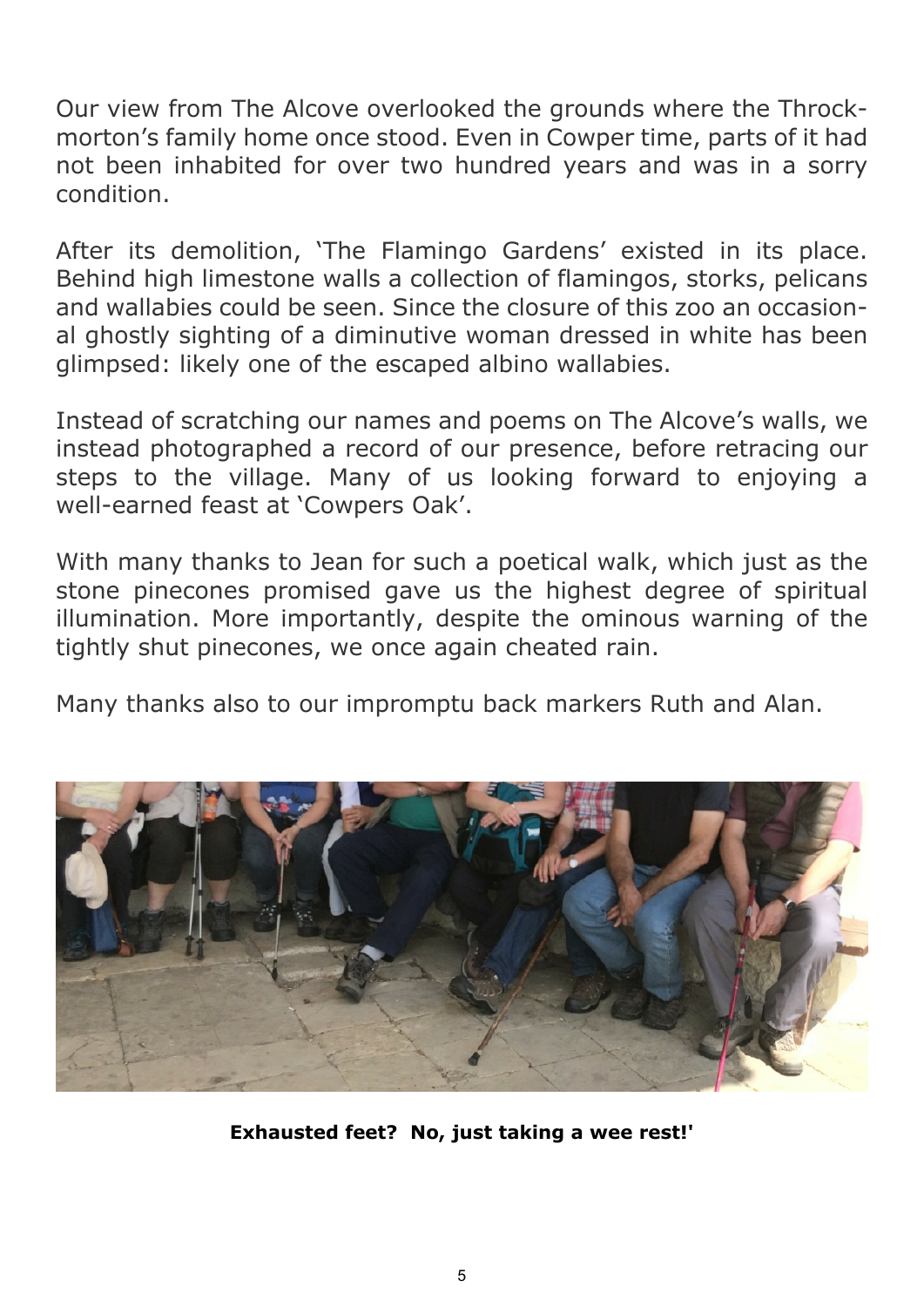Our view from The Alcove overlooked the grounds where the Throckmorton's family home once stood. Even in Cowper time, parts of it had not been inhabited for over two hundred years and was in a sorry condition.

After its demolition, 'The Flamingo Gardens' existed in its place. Behind high limestone walls a collection of flamingos, storks, pelicans and wallabies could be seen. Since the closure of this zoo an occasional ghostly sighting of a diminutive woman dressed in white has been glimpsed: likely one of the escaped albino wallabies.

Instead of scratching our names and poems on The Alcove's walls, we instead photographed a record of our presence, before retracing our steps to the village. Many of us looking forward to enjoying a well-earned feast at 'Cowpers Oak'.

With many thanks to Jean for such a poetical walk, which just as the stone pinecones promised gave us the highest degree of spiritual illumination. More importantly, despite the ominous warning of the tightly shut pinecones, we once again cheated rain.

Many thanks also to our impromptu back markers Ruth and Alan.

**Exhausted feet? No, just taking a wee rest!'**